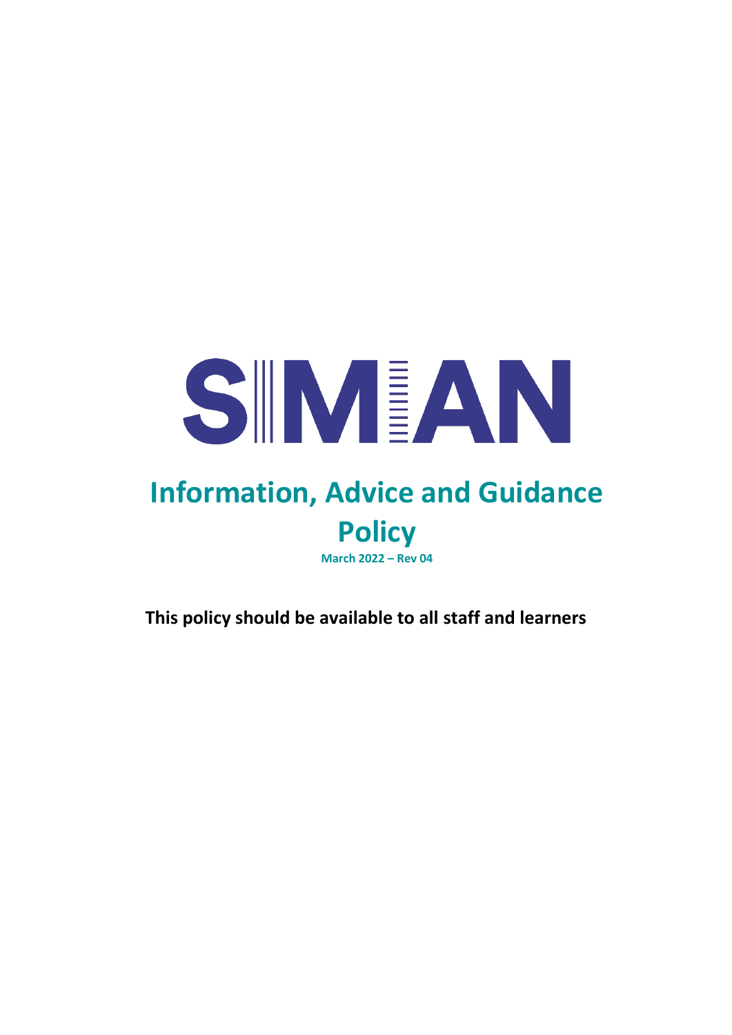SIMIAN

# Information, Advice and Guidance Policy

**March 2022 – Rev 04**

**This policy should be available to all staff and learners**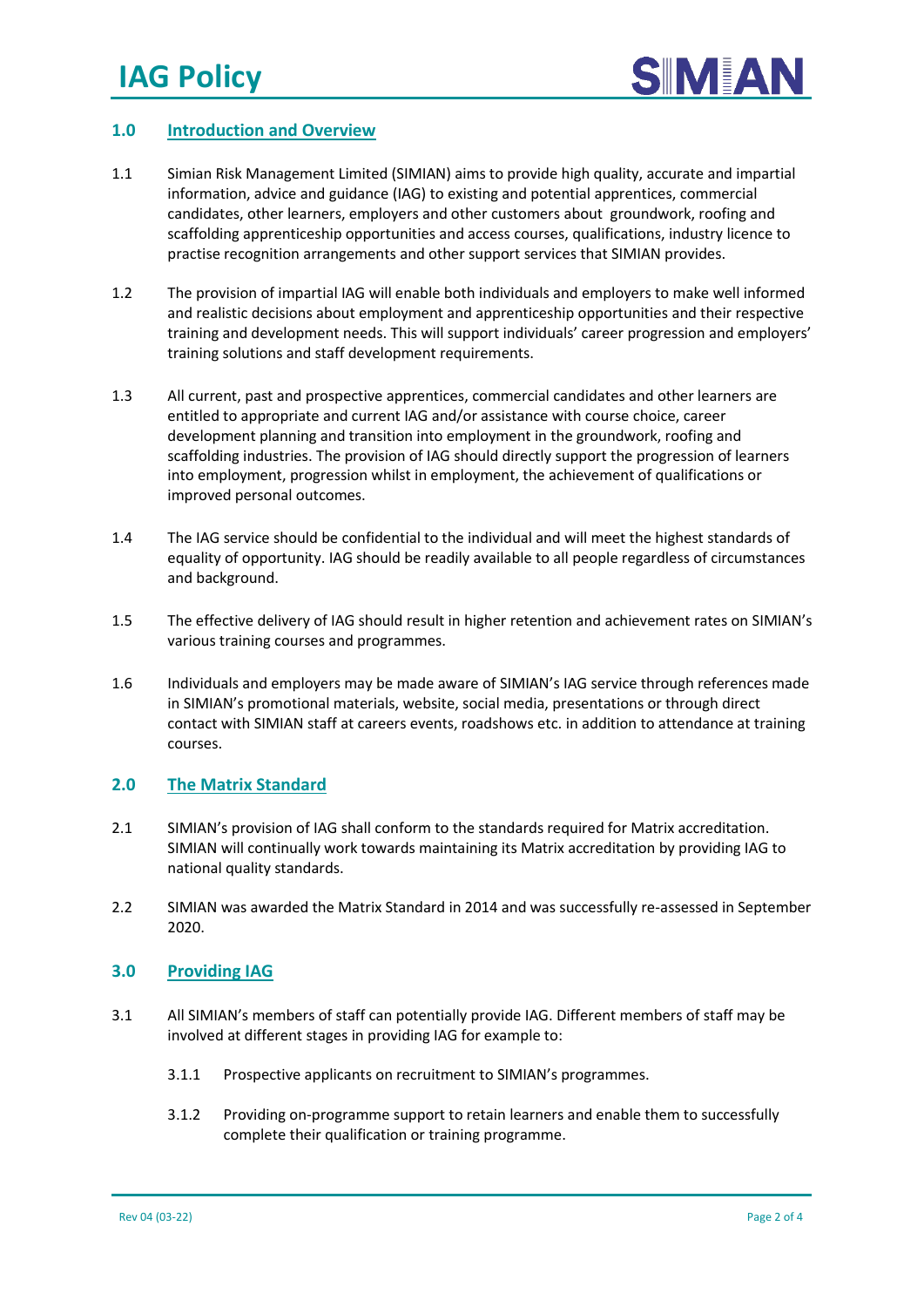## 1.0 Introduction and Overview

1.1 Simian Risk Management Limited (SIMIAN) aims to provide high quality, accurate and impartial information, advice and guidance (IAG) to existing and potential apprentices, commercial candidates, other learners, employers and other customers about groundwork, roofing and scaffolding apprenticeship opportunities and access courses, qualifications, industry licence to practise recognition arrangements and other support services that SIMIAN provides.

1.2 The provision of impartial IAG will enable both individuals and employers to make well informed and realistic decisions about employment and apprenticeship opportunities and their respective training and development needs. This will support individuals' career progression and employers' training solutions and staff development requirements.

1.3 All current, past and prospective apprentices, commercial candidates and other learners are entitled to appropriate and current IAG and/or assistance with course choice, career development planning and transition into employment in the groundwork, roofing and scaffolding industries. The provision of IAG should directly support the progression of learners into employment, progression whilst in employment, the achievement of qualifications or improved personal outcomes.

1.4 The IAG service should be confidential to the individual and will meet the highest standards of equality of opportunity. IAG should be readily available to all people regardless of circumstances and background.

1.5 The effective delivery of IAG should result in higher retention and achievement rates on SIMIAN's various training courses and programmes.

1.6 Individuals and employers may be made aware of SIMIAN's IAG service through references made in SIMIAN's promotional materials, website, social media, presentations or through direct contact with SIMIAN staff at careers events, roadshows etc. in addition to attendance at training courses.

## 2.0 The Matrix Standard

2.1 SIMIAN's provision of IAG shall conform to the standards required for Matrix accreditation. SIMIAN will continually work towards maintaining its Matrix accreditation by providing IAG to national quality standards.

2.2 SIMIAN was awarded the Matrix Standard in 2014 and was successfully re-assessed in September 2020.

## 3.0 Providing IAG

3.1 All SIMIAN's members of staff can potentially provide IAG. Different members of staff may be involved at different stages in providing IAG for example to:

3.1.1 Prospective applicants on recruitment to SIMIAN's programmes.

3.1.2 Providing on-programme support to retain learners and enable them to successfully complete their qualification or training programme.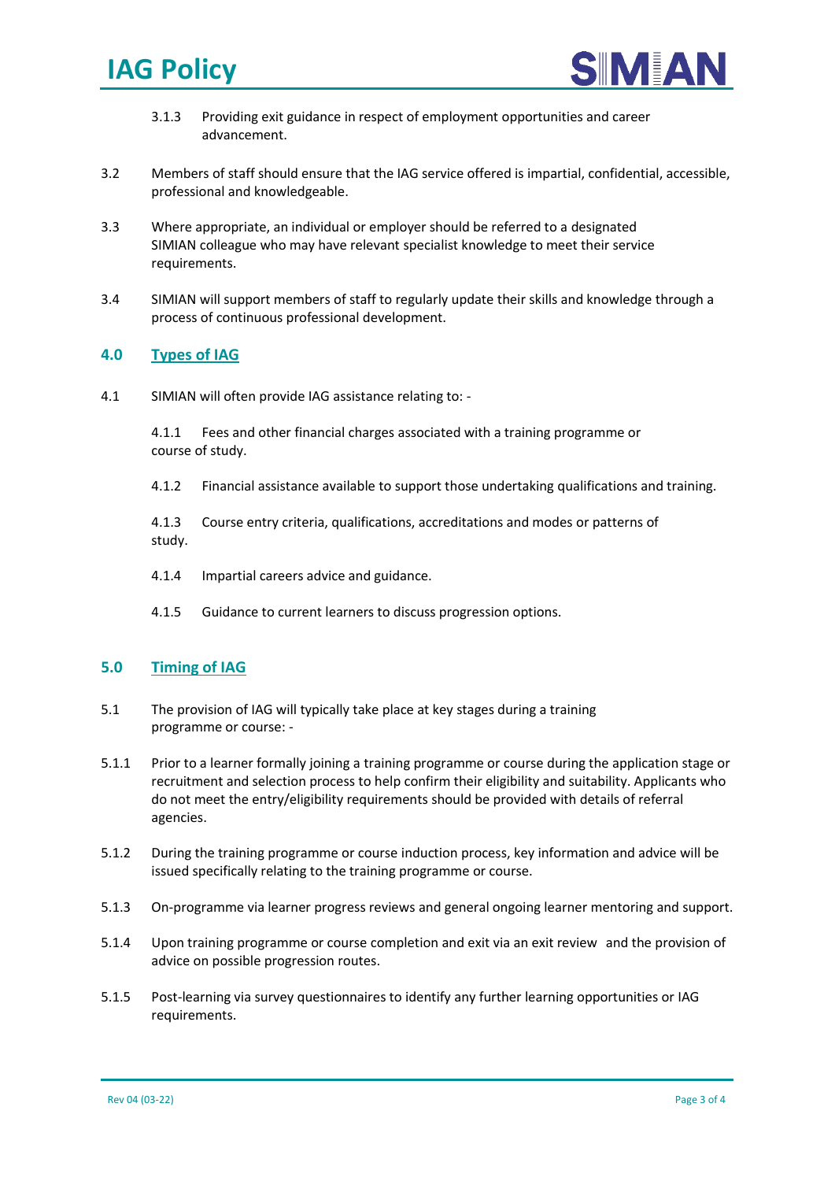3.1.3 Providing exit guidance in respect of employment opportunities and career advancement.

3.2 Members of staff should ensure that the IAG service offered is impartial, confidential, accessible, professional and knowledgeable.

3.3 Where appropriate, an individual or employer should be referred to a designated SIMIAN colleague who may have relevant specialist knowledge to meet their service requirements.

3.4 SIMIAN will support members of staff to regularly update their skills and knowledge through a process of continuous professional development.

## 4.0 Types of IAG

4.1 SIMIAN will often provide IAG assistance relating to: -

4.1.1 Fees and other financial charges associated with a training programme or course of study.

4.1.2 Financial assistance available to support those undertaking qualifications and training.

4.1.3 Course entry criteria, qualifications, accreditations and modes or patterns of study.

4.1.4 Impartial careers advice and guidance.

4.1.5 Guidance to current learners to discuss progression options.

## 5.0 Timing of IAG

5.1 The provision of IAG will typically take place at key stages during a training programme or course: -

5.1.1 Prior to a learner formally joining a training programme or course during the application stage or recruitment and selection process to help confirm their eligibility and suitability. Applicants who do not meet the entry/eligibility requirements should be provided with details of referral agencies.

5.1.2 During the training programme or course induction process, key information and advice will be issued specifically relating to the training programme or course.

5.1.3 On-programme via learner progress reviews and general ongoing learner mentoring and support.

5.1.4 Upon training programme or course completion and exit via an exit review and the provision of advice on possible progression routes.

5.1.5 Post-learning via survey questionnaires to identify any further learning opportunities or IAG requirements.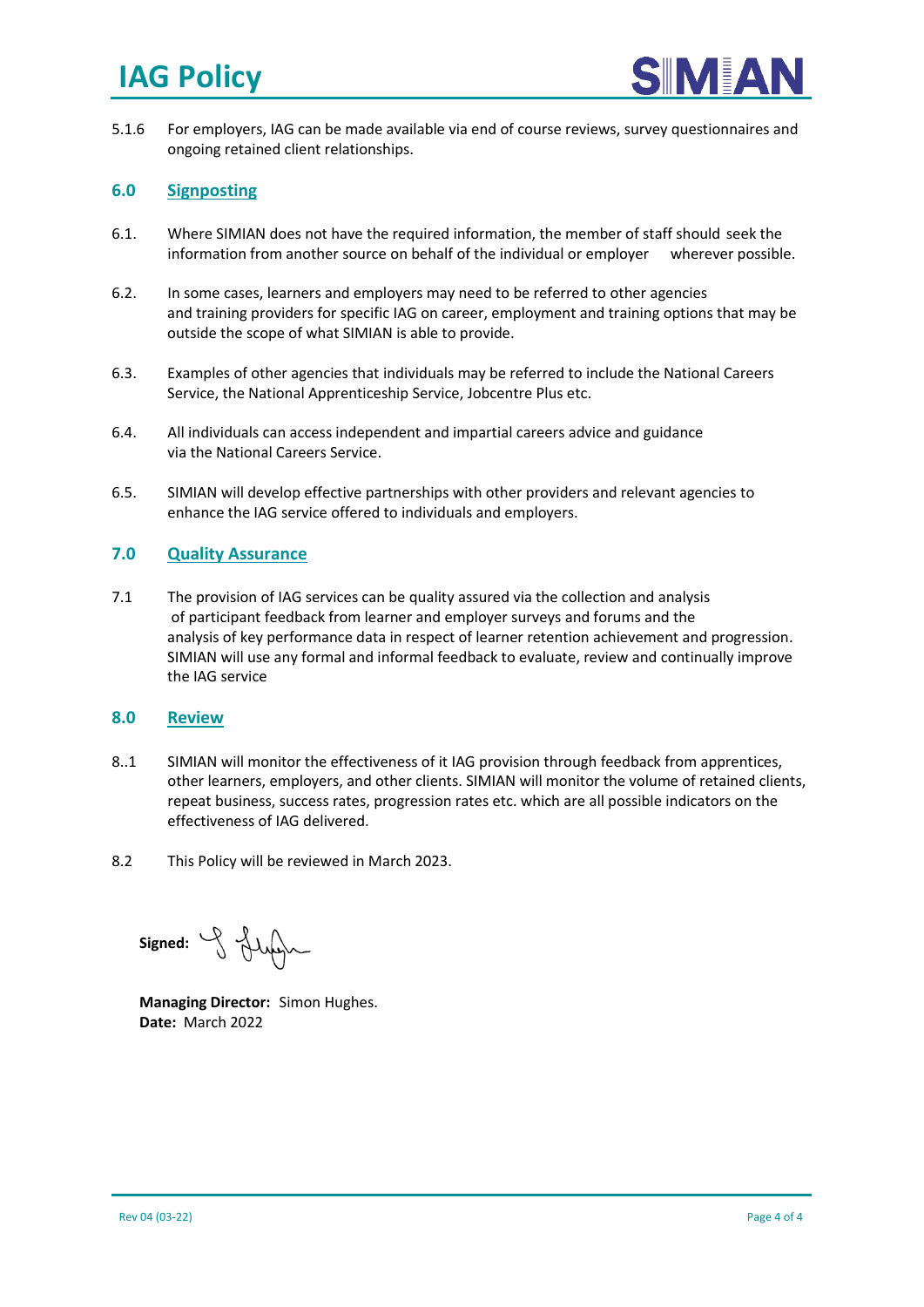5.1.6 For employers, IAG can be made available via end of course reviews, survey questionnaires and ongoing retained client relationships.

## 6.0 Signposting

6.1. Where SIMIAN does not have the required information, the member of staff should seek the information from another source on behalf of the individual or employer wherever possible.

6.2. In some cases, learners and employers may need to be referred to other agencies and training providers for specific IAG on career, employment and training options that may be outside the scope of what SIMIAN is able to provide.

6.3. Examples of other agencies that individuals may be referred to include the National Careers Service, the National Apprenticeship Service, Jobcentre Plus etc.

6.4. All individuals can access independent and impartial careers advice and guidance via the National Careers Service.

6.5. SIMIAN will develop effective partnerships with other providers and relevant agencies to enhance the IAG service offered to individuals and employers.

## 7.0 Quality Assurance

7.1 The provision of IAG services can be quality assured via the collection and analysis of participant feedback from learner and employer surveys and forums and the analysis of key performance data in respect of learner retention achievement and progression. SIMIAN will use any formal and informal feedback to evaluate, review and continually improve the IAG service

## 8.0 Review

8..1 SIMIAN will monitor the effectiveness of it IAG provision through feedback from apprentices, other learners, employers, and other clients. SIMIAN will monitor the volume of retained clients, repeat business, success rates, progression rates etc. which are all possible indicators on the effectiveness of IAG delivered.

8.2 This Policy will be reviewed in March 2023.

**Signed:**

**Managing Director:** Simon Hughes.
**Date:** March 2022